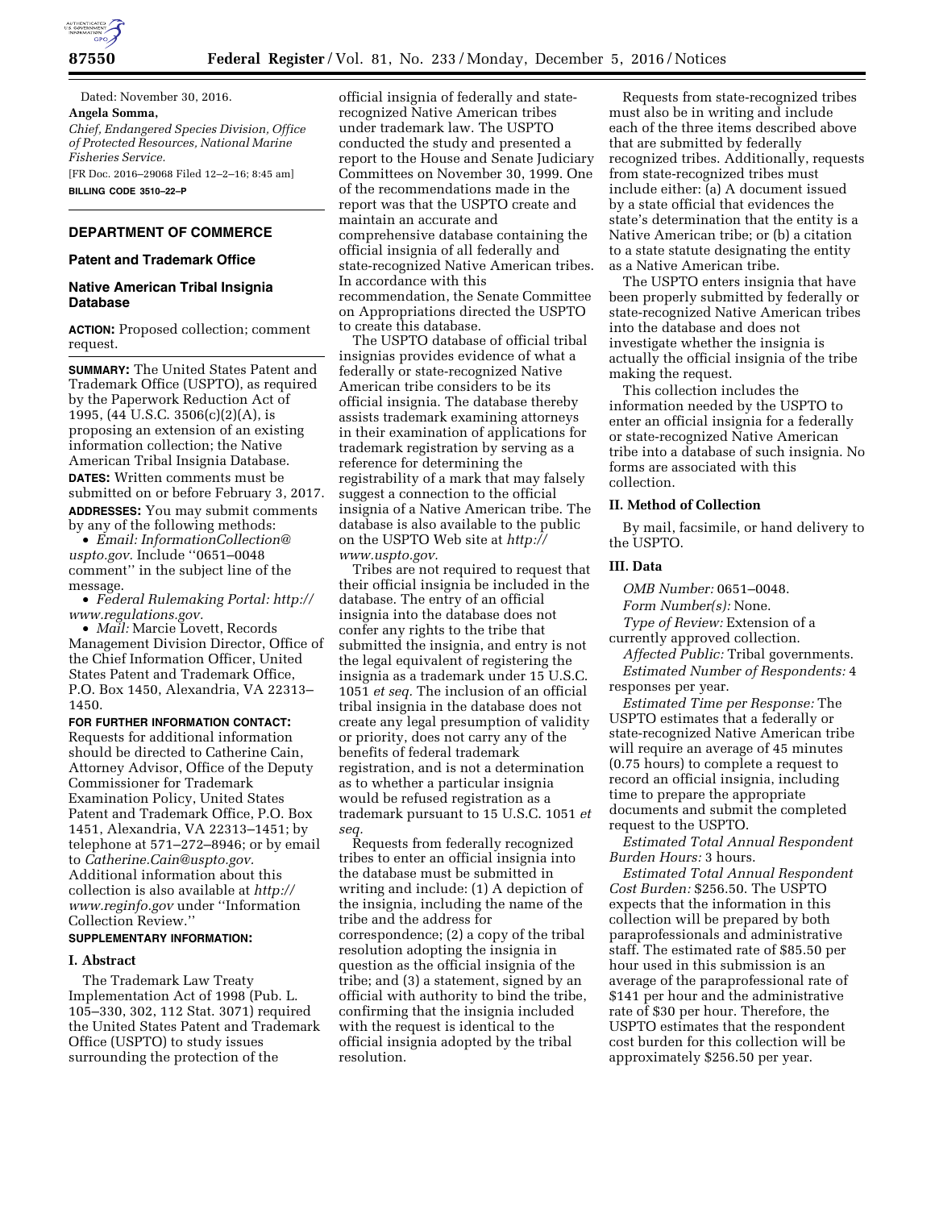Dated: November 30, 2016.

**Angela Somma,**

*Chief, Endangered Species Division, Office of Protected Resources, National Marine Fisheries Service.*

[FR Doc. 2016–29068 Filed 12–2–16; 8:45 am]

**BILLING CODE 3510–22–P**

## DEPARTMENT OF COMMERCE

### Patent and Trademark Office

### Native American Tribal Insignia Database

**ACTION:** Proposed collection; comment request.

**SUMMARY:** The United States Patent and Trademark Office (USPTO), as required by the Paperwork Reduction Act of 1995, (44 U.S.C. 3506(c)(2)(A), is proposing an extension of an existing information collection; the Native American Tribal Insignia Database.

**DATES:** Written comments must be submitted on or before February 3, 2017.

**ADDRESSES:** You may submit comments by any of the following methods:

- *Email: InformationCollection@uspto.gov.* Include ''0651–0048 comment'' in the subject line of the message.
- *Federal Rulemaking Portal: http://www.regulations.gov.*
- *Mail:* Marcie Lovett, Records Management Division Director, Office of the Chief Information Officer, United States Patent and Trademark Office, P.O. Box 1450, Alexandria, VA 22313–1450.

**FOR FURTHER INFORMATION CONTACT:** Requests for additional information should be directed to Catherine Cain, Attorney Advisor, Office of the Deputy Commissioner for Trademark Examination Policy, United States Patent and Trademark Office, P.O. Box 1451, Alexandria, VA 22313–1451; by telephone at 571–272–8946; or by email to *Catherine.Cain@uspto.gov.* Additional information about this collection is also available at *http://www.reginfo.gov* under ''Information Collection Review.''

**SUPPLEMENTARY INFORMATION:**

#### I. Abstract

The Trademark Law Treaty Implementation Act of 1998 (Pub. L. 105–330, 302, 112 Stat. 3071) required the United States Patent and Trademark Office (USPTO) to study issues surrounding the protection of the official insignia of federally and state-recognized Native American tribes under trademark law. The USPTO conducted the study and presented a report to the House and Senate Judiciary Committees on November 30, 1999. One of the recommendations made in the report was that the USPTO create and maintain an accurate and comprehensive database containing the official insignia of all federally and state-recognized Native American tribes. In accordance with this recommendation, the Senate Committee on Appropriations directed the USPTO to create this database.

The USPTO database of official tribal insignias provides evidence of what a federally or state-recognized Native American tribe considers to be its official insignia. The database thereby assists trademark examining attorneys in their examination of applications for trademark registration by serving as a reference for determining the registrability of a mark that may falsely suggest a connection to the official insignia of a Native American tribe. The database is also available to the public on the USPTO Web site at *http://www.uspto.gov.*

Tribes are not required to request that their official insignia be included in the database. The entry of an official insignia into the database does not confer any rights to the tribe that submitted the insignia, and entry is not the legal equivalent of registering the insignia as a trademark under 15 U.S.C. 1051 *et seq.* The inclusion of an official tribal insignia in the database does not create any legal presumption of validity or priority, does not carry any of the benefits of federal trademark registration, and is not a determination as to whether a particular insignia would be refused registration as a trademark pursuant to 15 U.S.C. 1051 *et seq.*

Requests from federally recognized tribes to enter an official insignia into the database must be submitted in writing and include: (1) A depiction of the insignia, including the name of the tribe and the address for correspondence; (2) a copy of the tribal resolution adopting the insignia in question as the official insignia of the tribe; and (3) a statement, signed by an official with authority to bind the tribe, confirming that the insignia included with the request is identical to the official insignia adopted by the tribal resolution.

Requests from state-recognized tribes must also be in writing and include each of the three items described above that are submitted by federally recognized tribes. Additionally, requests from state-recognized tribes must include either: (a) A document issued by a state official that evidences the state's determination that the entity is a Native American tribe; or (b) a citation to a state statute designating the entity as a Native American tribe.

The USPTO enters insignia that have been properly submitted by federally or state-recognized Native American tribes into the database and does not investigate whether the insignia is actually the official insignia of the tribe making the request.

This collection includes the information needed by the USPTO to enter an official insignia for a federally or state-recognized Native American tribe into a database of such insignia. No forms are associated with this collection.

#### II. Method of Collection

By mail, facsimile, or hand delivery to the USPTO.

#### III. Data

*OMB Number:* 0651–0048.

*Form Number(s):* None.

*Type of Review:* Extension of a currently approved collection.

*Affected Public:* Tribal governments.

*Estimated Number of Respondents:* 4 responses per year.

*Estimated Time per Response:* The USPTO estimates that a federally or state-recognized Native American tribe will require an average of 45 minutes (0.75 hours) to complete a request to record an official insignia, including time to prepare the appropriate documents and submit the completed request to the USPTO.

*Estimated Total Annual Respondent Burden Hours:* 3 hours.

*Estimated Total Annual Respondent Cost Burden:* $256.50. The USPTO expects that the information in this collection will be prepared by both paraprofessionals and administrative staff. The estimated rate of $85.50 per hour used in this submission is an average of the paraprofessional rate of $141 per hour and the administrative rate of $30 per hour. Therefore, the USPTO estimates that the respondent cost burden for this collection will be approximately $256.50 per year.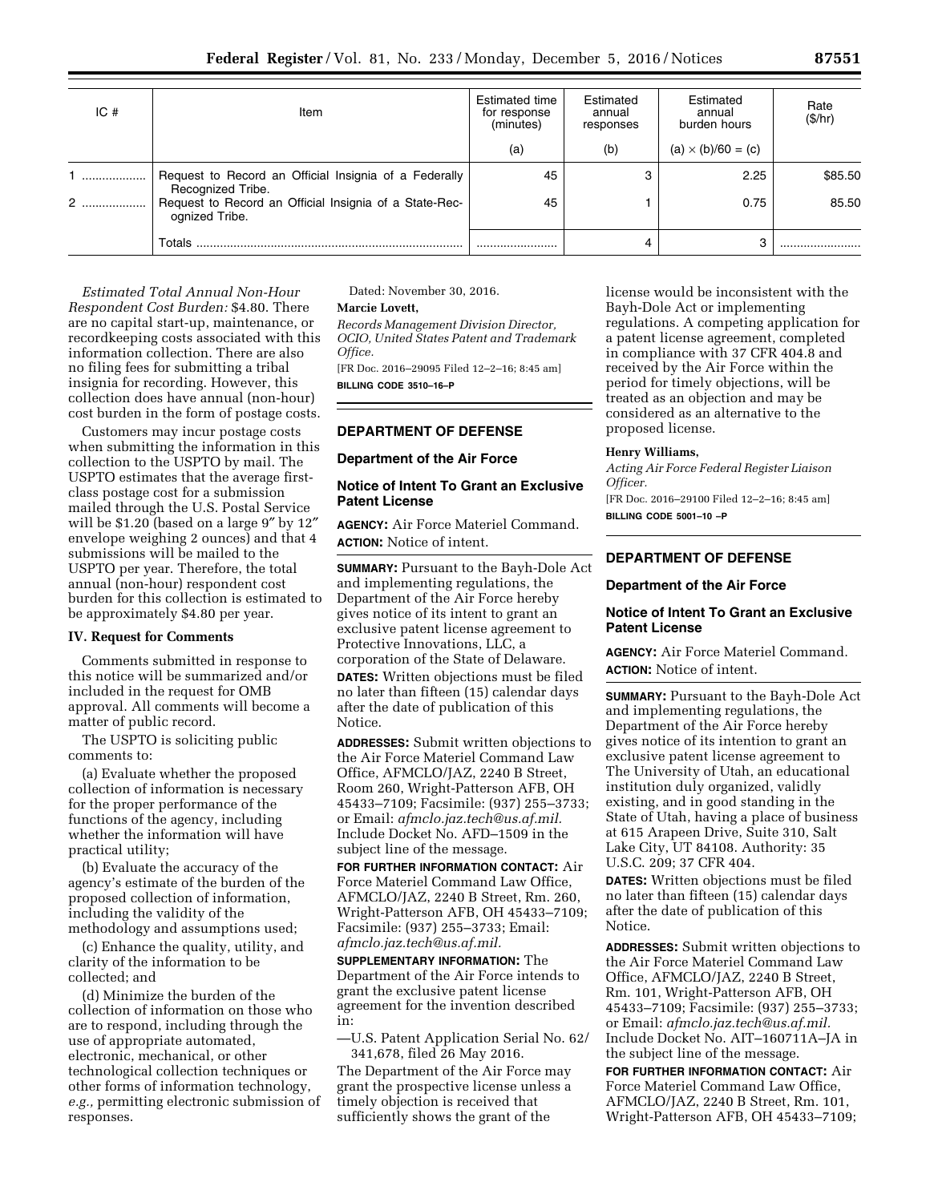| IC # | Item | Estimated time for response (minutes) | Estimated annual responses | Estimated annual burden hours | Rate ($/hr) |
|---|---|---|---|---|---|
| | | (a) | (b) | (a) × (b)/60 = (c) | |
| 1 .................. | Request to Record an Official Insignia of a Federally Recognized Tribe. | 45 | 3 | 2.25 | $85.50 |
| 2 .................. | Request to Record an Official Insignia of a State-Recognized Tribe. | 45 | 1 | 0.75 | 85.50 |
| | Totals .............................................................................. | ........................ | 4 | 3 | ........................ |

*Estimated Total Annual Non-Hour Respondent Cost Burden:* $4.80. There are no capital start-up, maintenance, or recordkeeping costs associated with this information collection. There are also no filing fees for submitting a tribal insignia for recording. However, this collection does have annual (non-hour) cost burden in the form of postage costs.

Customers may incur postage costs when submitting the information in this collection to the USPTO by mail. The USPTO estimates that the average first-class postage cost for a submission mailed through the U.S. Postal Service will be $1.20 (based on a large 9″ by 12″ envelope weighing 2 ounces) and that 4 submissions will be mailed to the USPTO per year. Therefore, the total annual (non-hour) respondent cost burden for this collection is estimated to be approximately $4.80 per year.

**IV. Request for Comments**

Comments submitted in response to this notice will be summarized and/or included in the request for OMB approval. All comments will become a matter of public record.

The USPTO is soliciting public comments to:

(a) Evaluate whether the proposed collection of information is necessary for the proper performance of the functions of the agency, including whether the information will have practical utility;

(b) Evaluate the accuracy of the agency's estimate of the burden of the proposed collection of information, including the validity of the methodology and assumptions used;

(c) Enhance the quality, utility, and clarity of the information to be collected; and

(d) Minimize the burden of the collection of information on those who are to respond, including through the use of appropriate automated, electronic, mechanical, or other technological collection techniques or other forms of information technology, *e.g.,* permitting electronic submission of responses.

Dated: November 30, 2016.

**Marcie Lovett,**

*Records Management Division Director, OCIO, United States Patent and Trademark Office.*

[FR Doc. 2016–29095 Filed 12–2–16; 8:45 am]

**BILLING CODE 3510–16–P**

## DEPARTMENT OF DEFENSE

### Department of the Air Force

### Notice of Intent To Grant an Exclusive Patent License

**AGENCY:** Air Force Materiel Command.

**ACTION:** Notice of intent.

**SUMMARY:** Pursuant to the Bayh-Dole Act and implementing regulations, the Department of the Air Force hereby gives notice of its intent to grant an exclusive patent license agreement to Protective Innovations, LLC, a corporation of the State of Delaware.

**DATES:** Written objections must be filed no later than fifteen (15) calendar days after the date of publication of this Notice.

**ADDRESSES:** Submit written objections to the Air Force Materiel Command Law Office, AFMCLO/JAZ, 2240 B Street, Room 260, Wright-Patterson AFB, OH 45433–7109; Facsimile: (937) 255–3733; or Email: *afmclo.jaz.tech@us.af.mil.* Include Docket No. AFD–1509 in the subject line of the message.

**FOR FURTHER INFORMATION CONTACT:** Air Force Materiel Command Law Office, AFMCLO/JAZ, 2240 B Street, Rm. 260, Wright-Patterson AFB, OH 45433–7109; Facsimile: (937) 255–3733; Email: *afmclo.jaz.tech@us.af.mil.*

**SUPPLEMENTARY INFORMATION:** The Department of the Air Force intends to grant the exclusive patent license agreement for the invention described in:

—U.S. Patent Application Serial No. 62/341,678, filed 26 May 2016.

The Department of the Air Force may grant the prospective license unless a timely objection is received that sufficiently shows the grant of the license would be inconsistent with the Bayh-Dole Act or implementing regulations. A competing application for a patent license agreement, completed in compliance with 37 CFR 404.8 and received by the Air Force within the period for timely objections, will be treated as an objection and may be considered as an alternative to the proposed license.

**Henry Williams,**

*Acting Air Force Federal Register Liaison Officer.*

[FR Doc. 2016–29100 Filed 12–2–16; 8:45 am]

**BILLING CODE 5001–10 –P**

## DEPARTMENT OF DEFENSE

### Department of the Air Force

### Notice of Intent To Grant an Exclusive Patent License

**AGENCY:** Air Force Materiel Command.

**ACTION:** Notice of intent.

**SUMMARY:** Pursuant to the Bayh-Dole Act and implementing regulations, the Department of the Air Force hereby gives notice of its intention to grant an exclusive patent license agreement to The University of Utah, an educational institution duly organized, validly existing, and in good standing in the State of Utah, having a place of business at 615 Arapeen Drive, Suite 310, Salt Lake City, UT 84108. Authority: 35 U.S.C. 209; 37 CFR 404.

**DATES:** Written objections must be filed no later than fifteen (15) calendar days after the date of publication of this Notice.

**ADDRESSES:** Submit written objections to the Air Force Materiel Command Law Office, AFMCLO/JAZ, 2240 B Street, Rm. 101, Wright-Patterson AFB, OH 45433–7109; Facsimile: (937) 255–3733; or Email: *afmclo.jaz.tech@us.af.mil.* Include Docket No. AIT–160711A–JA in the subject line of the message.

**FOR FURTHER INFORMATION CONTACT:** Air Force Materiel Command Law Office, AFMCLO/JAZ, 2240 B Street, Rm. 101, Wright-Patterson AFB, OH 45433–7109;